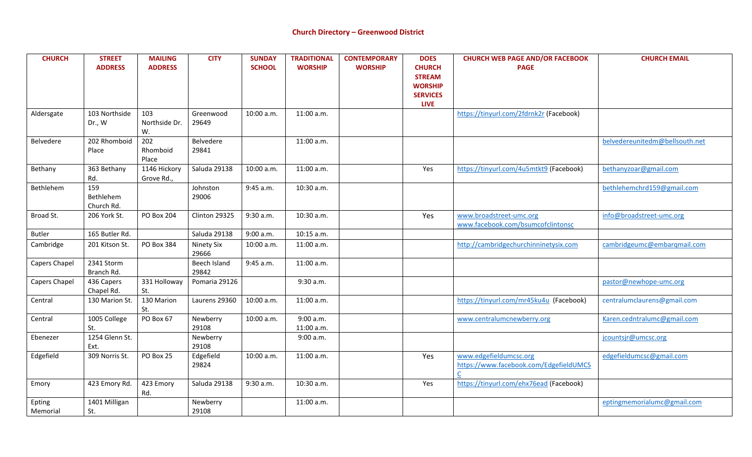## Church Directory – Greenwood District

| CHURCH | STREET ADDRESS | MAILING ADDRESS | CITY | SUNDAY SCHOOL | TRADITIONAL WORSHIP | CONTEMPORARY WORSHIP | DOES CHURCH STREAM WORSHIP SERVICES LIVE | CHURCH WEB PAGE AND/OR FACEBOOK PAGE | CHURCH EMAIL |
|---|---|---|---|---|---|---|---|---|---|
| Aldersgate | 103 Northside Dr., W | 103 Northside Dr. W. | Greenwood 29649 | 10:00 a.m. | 11:00 a.m. | | | https://tinyurl.com/2fdrnk2r (Facebook) | |
| Belvedere | 202 Rhomboid Place | 202 Rhomboid Place | Belvedere 29841 | | 11:00 a.m. | | | | belvedereunitedm@bellsouth.net |
| Bethany | 363 Bethany Rd. | 1146 Hickory Grove Rd., | Saluda 29138 | 10:00 a.m. | 11:00 a.m. | | Yes | https://tinyurl.com/4u5mtkt9 (Facebook) | bethanyzoar@gmail.com |
| Bethlehem | 159 Bethlehem Church Rd. | | Johnston 29006 | 9:45 a.m. | 10:30 a.m. | | | | bethlehemchrd159@gmail.com |
| Broad St. | 206 York St. | PO Box 204 | Clinton 29325 | 9:30 a.m. | 10:30 a.m. | | Yes | www.broadstreet-umc.org www.facebook.com/bsumcofclintonsc | info@broadstreet-umc.org |
| Butler | 165 Butler Rd. | | Saluda 29138 | 9:00 a.m. | 10:15 a.m. | | | | |
| Cambridge | 201 Kitson St. | PO Box 384 | Ninety Six 29666 | 10:00 a.m. | 11:00 a.m. | | | http://cambridgechurchinninetysix.com | cambridgeumc@embarqmail.com |
| Capers Chapel | 2341 Storm Branch Rd. | | Beech Island 29842 | 9:45 a.m. | 11:00 a.m. | | | | |
| Capers Chapel | 436 Capers Chapel Rd. | 331 Holloway St. | Pomaria 29126 | | 9:30 a.m. | | | | pastor@newhope-umc.org |
| Central | 130 Marion St. | 130 Marion St. | Laurens 29360 | 10:00 a.m. | 11:00 a.m. | | | https://tinyurl.com/mr45ku4u (Facebook) | centralumclaurens@gmail.com |
| Central | 1005 College St. | PO Box 67 | Newberry 29108 | 10:00 a.m. | 9:00 a.m. 11:00 a.m. | | | www.centralumcnewberry.org | Karen.cedntralumc@gmail.com |
| Ebenezer | 1254 Glenn St. Ext. | | Newberry 29108 | | 9:00 a.m. | | | | jcountsjr@umcsc.org |
| Edgefield | 309 Norris St. | PO Box 25 | Edgefield 29824 | 10:00 a.m. | 11:00 a.m. | | Yes | www.edgefieldumcsc.org https://www.facebook.com/EdgefieldUMCSC | edgefieldumcsc@gmail.com |
| Emory | 423 Emory Rd. | 423 Emory Rd. | Saluda 29138 | 9:30 a.m. | 10:30 a.m. | | Yes | https://tinyurl.com/ehx76ead (Facebook) | |
| Epting Memorial | 1401 Milligan St. | | Newberry 29108 | | 11:00 a.m. | | | | eptingmemorialumc@gmail.com |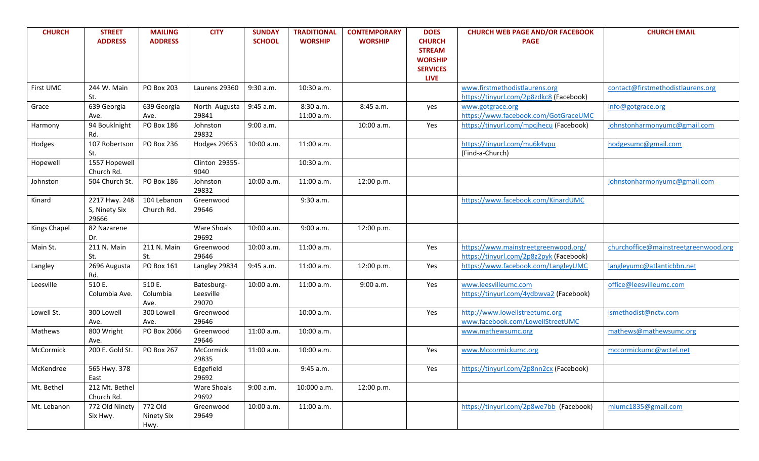| CHURCH | STREET ADDRESS | MAILING ADDRESS | CITY | SUNDAY SCHOOL | TRADITIONAL WORSHIP | CONTEMPORARY WORSHIP | DOES CHURCH STREAM WORSHIP SERVICES LIVE | CHURCH WEB PAGE AND/OR FACEBOOK PAGE | CHURCH EMAIL |
|---|---|---|---|---|---|---|---|---|---|
| First UMC | 244 W. Main St. | PO Box 203 | Laurens 29360 | 9:30 a.m. | 10:30 a.m. | | | www.firstmethodistlaurens.org https://tinyurl.com/2p8zdkc8 (Facebook) | contact@firstmethodistlaurens.org |
| Grace | 639 Georgia Ave. | 639 Georgia Ave. | North Augusta 29841 | 9:45 a.m. | 8:30 a.m. 11:00 a.m. | 8:45 a.m. | yes | www.gotgrace.org https://www.facebook.com/GotGraceUMC | info@gotgrace.org |
| Harmony | 94 Bouknight Rd. | PO Box 186 | Johnston 29832 | 9:00 a.m. | | 10:00 a.m. | Yes | https://tinyurl.com/mpcjhecu (Facebook) | johnstonharmonyumc@gmail.com |
| Hodges | 107 Robertson St. | PO Box 236 | Hodges 29653 | 10:00 a.m. | 11:00 a.m. | | | https://tinyurl.com/mu6k4vpu (Find-a-Church) | hodgesumc@gmail.com |
| Hopewell | 1557 Hopewell Church Rd. | | Clinton 29355-9040 | | 10:30 a.m. | | | | |
| Johnston | 504 Church St. | PO Box 186 | Johnston 29832 | 10:00 a.m. | 11:00 a.m. | 12:00 p.m. | | | johnstonharmonyumc@gmail.com |
| Kinard | 2217 Hwy. 248 S, Ninety Six 29666 | 104 Lebanon Church Rd. | Greenwood 29646 | | 9:30 a.m. | | | https://www.facebook.com/KinardUMC | |
| Kings Chapel | 82 Nazarene Dr. | | Ware Shoals 29692 | 10:00 a.m. | 9:00 a.m. | 12:00 p.m. | | | |
| Main St. | 211 N. Main St. | 211 N. Main St. | Greenwood 29646 | 10:00 a.m. | 11:00 a.m. | | Yes | https://www.mainstreetgreenwood.org/ https://tinyurl.com/2p8z2pyk (Facebook) | churchoffice@mainstreetgreenwood.org |
| Langley | 2696 Augusta Rd. | PO Box 161 | Langley 29834 | 9:45 a.m. | 11:00 a.m. | 12:00 p.m. | Yes | https://www.facebook.com/LangleyUMC | langleyumc@atlanticbbn.net |
| Leesville | 510 E. Columbia Ave. | 510 E. Columbia Ave. | Batesburg-Leesville 29070 | 10:00 a.m. | 11:00 a.m. | 9:00 a.m. | Yes | www.leesvilleumc.com https://tinyurl.com/4ydbwva2 (Facebook) | office@leesvilleumc.com |
| Lowell St. | 300 Lowell Ave. | 300 Lowell Ave. | Greenwood 29646 | | 10:00 a.m. | | Yes | http://www.lowellstreetumc.org www.facebook.com/LowellStreetUMC | lsmethodist@nctv.com |
| Mathews | 800 Wright Ave. | PO Box 2066 | Greenwood 29646 | 11:00 a.m. | 10:00 a.m. | | | www.mathewsumc.org | mathews@mathewsumc.org |
| McCormick | 200 E. Gold St. | PO Box 267 | McCormick 29835 | 11:00 a.m. | 10:00 a.m. | | Yes | www.Mccormickumc.org | mccormickumc@wctel.net |
| McKendree | 565 Hwy. 378 East | | Edgefield 29692 | | 9:45 a.m. | | Yes | https://tinyurl.com/2p8nn2cx (Facebook) | |
| Mt. Bethel | 212 Mt. Bethel Church Rd. | | Ware Shoals 29692 | 9:00 a.m. | 10:000 a.m. | 12:00 p.m. | | | |
| Mt. Lebanon | 772 Old Ninety Six Hwy. | 772 Old Ninety Six Hwy. | Greenwood 29649 | 10:00 a.m. | 11:00 a.m. | | | https://tinyurl.com/2p8we7bb (Facebook) | mlumc1835@gmail.com |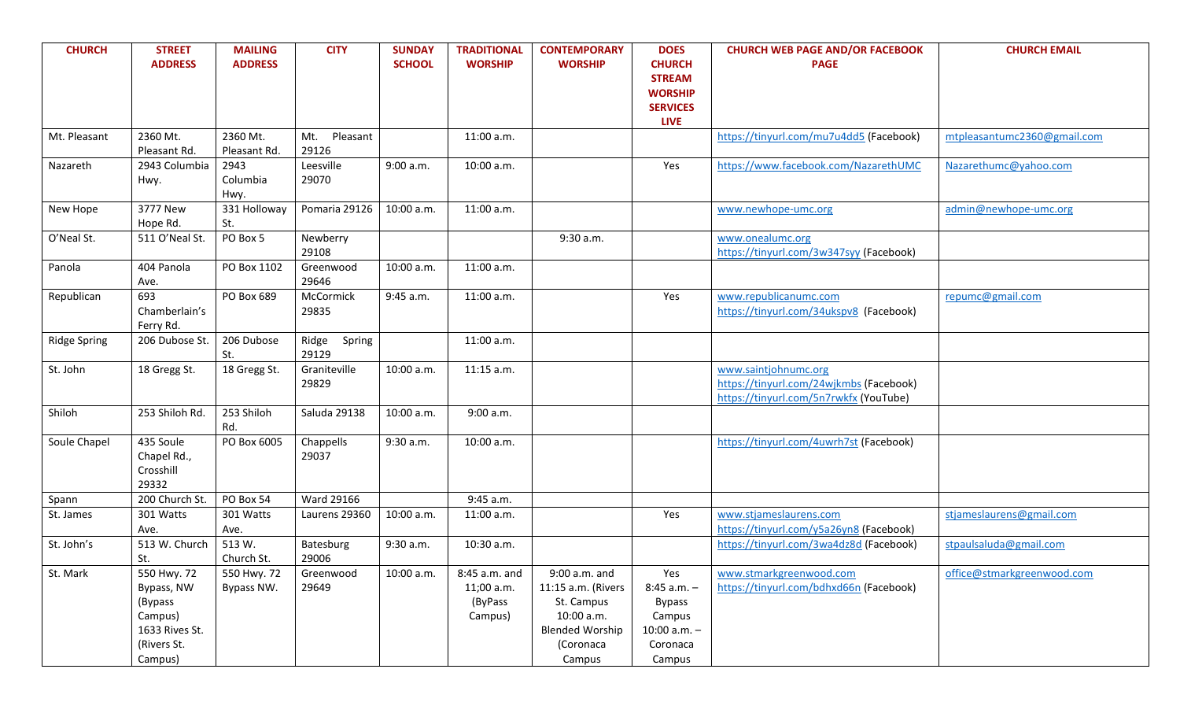| CHURCH | STREET ADDRESS | MAILING ADDRESS | CITY | SUNDAY SCHOOL | TRADITIONAL WORSHIP | CONTEMPORARY WORSHIP | DOES CHURCH STREAM WORSHIP SERVICES LIVE | CHURCH WEB PAGE AND/OR FACEBOOK PAGE | CHURCH EMAIL |
|---|---|---|---|---|---|---|---|---|---|
| Mt. Pleasant | 2360 Mt. Pleasant Rd. | 2360 Mt. Pleasant Rd. | Mt. Pleasant 29126 | | 11:00 a.m. | | | https://tinyurl.com/mu7u4dd5 (Facebook) | mtpleasantumc2360@gmail.com |
| Nazareth | 2943 Columbia Hwy. | 2943 Columbia Hwy. | Leesville 29070 | 9:00 a.m. | 10:00 a.m. | | Yes | https://www.facebook.com/NazarethUMC | Nazarethumc@yahoo.com |
| New Hope | 3777 New Hope Rd. | 331 Holloway St. | Pomaria 29126 | 10:00 a.m. | 11:00 a.m. | | | www.newhope-umc.org | admin@newhope-umc.org |
| O'Neal St. | 511 O'Neal St. | PO Box 5 | Newberry 29108 | | | 9:30 a.m. | | www.onealumc.org https://tinyurl.com/3w347syy (Facebook) | |
| Panola | 404 Panola Ave. | PO Box 1102 | Greenwood 29646 | 10:00 a.m. | 11:00 a.m. | | | | |
| Republican | 693 Chamberlain's Ferry Rd. | PO Box 689 | McCormick 29835 | 9:45 a.m. | 11:00 a.m. | | Yes | www.republicanumc.com https://tinyurl.com/34ukspv8 (Facebook) | repumc@gmail.com |
| Ridge Spring | 206 Dubose St. | 206 Dubose St. | Ridge Spring 29129 | | 11:00 a.m. | | | | |
| St. John | 18 Gregg St. | 18 Gregg St. | Graniteville 29829 | 10:00 a.m. | 11:15 a.m. | | | www.saintjohnumc.org https://tinyurl.com/24wjkmbs (Facebook) https://tinyurl.com/5n7rwkfx (YouTube) | |
| Shiloh | 253 Shiloh Rd. | 253 Shiloh Rd. | Saluda 29138 | 10:00 a.m. | 9:00 a.m. | | | | |
| Soule Chapel | 435 Soule Chapel Rd., Crosshill 29332 | PO Box 6005 | Chappells 29037 | 9:30 a.m. | 10:00 a.m. | | | https://tinyurl.com/4uwrh7st (Facebook) | |
| Spann | 200 Church St. | PO Box 54 | Ward 29166 | | 9:45 a.m. | | | | |
| St. James | 301 Watts Ave. | 301 Watts Ave. | Laurens 29360 | 10:00 a.m. | 11:00 a.m. | | Yes | www.stjameslaurens.com https://tinyurl.com/y5a26yn8 (Facebook) | stjameslaurens@gmail.com |
| St. John's | 513 W. Church St. | 513 W. Church St. | Batesburg 29006 | 9:30 a.m. | 10:30 a.m. | | | https://tinyurl.com/3wa4dz8d (Facebook) | stpaulsaluda@gmail.com |
| St. Mark | 550 Hwy. 72 Bypass, NW (Bypass Campus) 1633 Rives St. (Rivers St. Campus) | 550 Hwy. 72 Bypass NW. | Greenwood 29649 | 10:00 a.m. | 8:45 a.m. and 11;00 a.m. (ByPass Campus) | 9:00 a.m. and 11:15 a.m. (Rivers St. Campus 10:00 a.m. Blended Worship (Coronaca Campus | Yes 8:45 a.m. – Bypass Campus 10:00 a.m. – Coronaca Campus | www.stmarkgreenwood.com https://tinyurl.com/bdhxd66n (Facebook) | office@stmarkgreenwood.com |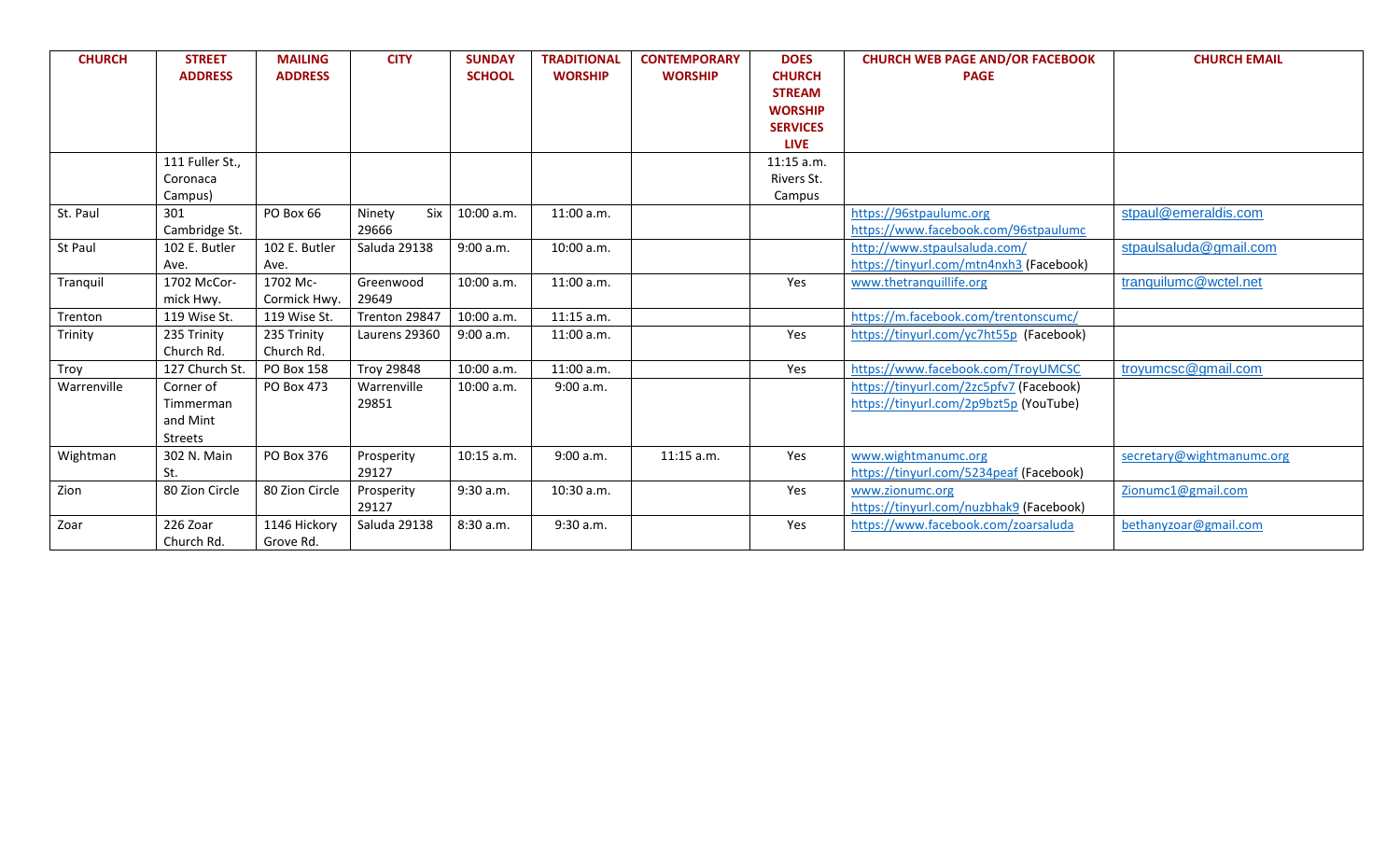| CHURCH | STREET ADDRESS | MAILING ADDRESS | CITY | SUNDAY SCHOOL | TRADITIONAL WORSHIP | CONTEMPORARY WORSHIP | DOES CHURCH STREAM WORSHIP SERVICES LIVE | CHURCH WEB PAGE AND/OR FACEBOOK PAGE | CHURCH EMAIL |
|---|---|---|---|---|---|---|---|---|---|
| | 111 Fuller St., Coronaca Campus) | | | | | | 11:15 a.m. Rivers St. Campus | | |
| St. Paul | 301 Cambridge St. | PO Box 66 | Ninety Six 29666 | 10:00 a.m. | 11:00 a.m. | | | https://96stpaulumc.org https://www.facebook.com/96stpaulumc | stpaul@emeraldis.com |
| St Paul | 102 E. Butler Ave. | 102 E. Butler Ave. | Saluda 29138 | 9:00 a.m. | 10:00 a.m. | | | http://www.stpaulsaluda.com/ https://tinyurl.com/mtn4nxh3 (Facebook) | stpaulsaluda@gmail.com |
| Tranquil | 1702 McCor-mick Hwy. | 1702 Mc-Cormick Hwy. | Greenwood 29649 | 10:00 a.m. | 11:00 a.m. | | Yes | www.thetranquillife.org | tranquilumc@wctel.net |
| Trenton | 119 Wise St. | 119 Wise St. | Trenton 29847 | 10:00 a.m. | 11:15 a.m. | | | https://m.facebook.com/trentonscumc/ | |
| Trinity | 235 Trinity Church Rd. | 235 Trinity Church Rd. | Laurens 29360 | 9:00 a.m. | 11:00 a.m. | | Yes | https://tinyurl.com/yc7ht55p (Facebook) | |
| Troy | 127 Church St. | PO Box 158 | Troy 29848 | 10:00 a.m. | 11:00 a.m. | | Yes | https://www.facebook.com/TroyUMCSC | troyumcsc@gmail.com |
| Warrenville | Corner of Timmerman and Mint Streets | PO Box 473 | Warrenville 29851 | 10:00 a.m. | 9:00 a.m. | | | https://tinyurl.com/2zc5pfv7 (Facebook) https://tinyurl.com/2p9bzt5p (YouTube) | |
| Wightman | 302 N. Main St. | PO Box 376 | Prosperity 29127 | 10:15 a.m. | 9:00 a.m. | 11:15 a.m. | Yes | www.wightmanumc.org https://tinyurl.com/5234peaf (Facebook) | secretary@wightmanumc.org |
| Zion | 80 Zion Circle | 80 Zion Circle | Prosperity 29127 | 9:30 a.m. | 10:30 a.m. | | Yes | www.zionumc.org https://tinyurl.com/nuzbhak9 (Facebook) | Zionumc1@gmail.com |
| Zoar | 226 Zoar Church Rd. | 1146 Hickory Grove Rd. | Saluda 29138 | 8:30 a.m. | 9:30 a.m. | | Yes | https://www.facebook.com/zoarsaluda | bethanyzoar@gmail.com |